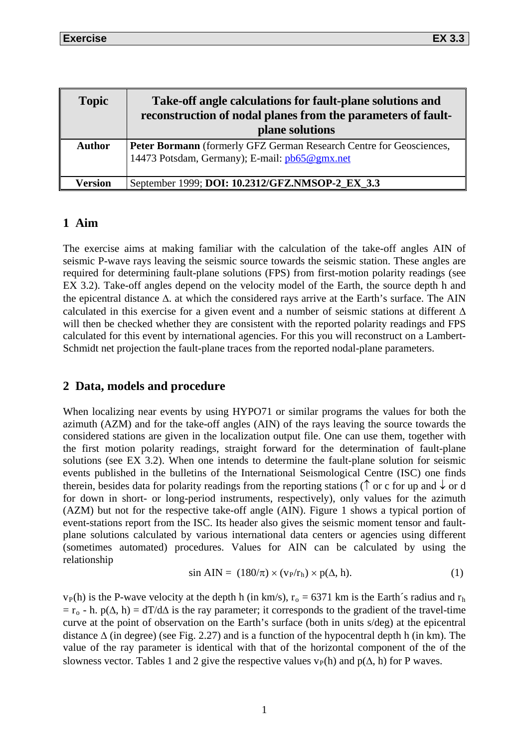| Exercise | EX 3.3 |
|---|---|

| Topic | Take-off angle calculations for fault-plane solutions and reconstruction of nodal planes from the parameters of fault-plane solutions |
|---|---|
| Author | **Peter Bormann** (formerly GFZ German Research Centre for Geosciences, 14473 Potsdam, Germany); E-mail: pb65@gmx.net |
| Version | September 1999; **DOI: 10.2312/GFZ.NMSOP-2_EX_3.3** |

## 1 Aim

The exercise aims at making familiar with the calculation of the take-off angles AIN of seismic P-wave rays leaving the seismic source towards the seismic station. These angles are required for determining fault-plane solutions (FPS) from first-motion polarity readings (see EX 3.2). Take-off angles depend on the velocity model of the Earth, the source depth h and the epicentral distance Δ. at which the considered rays arrive at the Earth's surface. The AIN calculated in this exercise for a given event and a number of seismic stations at different Δ will then be checked whether they are consistent with the reported polarity readings and FPS calculated for this event by international agencies. For this you will reconstruct on a Lambert-Schmidt net projection the fault-plane traces from the reported nodal-plane parameters.

## 2 Data, models and procedure

When localizing near events by using HYPO71 or similar programs the values for both the azimuth (AZM) and for the take-off angles (AIN) of the rays leaving the source towards the considered stations are given in the localization output file. One can use them, together with the first motion polarity readings, straight forward for the determination of fault-plane solutions (see EX 3.2). When one intends to determine the fault-plane solution for seismic events published in the bulletins of the International Seismological Centre (ISC) one finds therein, besides data for polarity readings from the reporting stations (↑ or c for up and ↓ or d for down in short- or long-period instruments, respectively), only values for the azimuth (AZM) but not for the respective take-off angle (AIN). Figure 1 shows a typical portion of event-stations report from the ISC. Its header also gives the seismic moment tensor and fault-plane solutions calculated by various international data centers or agencies using different (sometimes automated) procedures. Values for AIN can be calculated by using the relationship

$$\sin \mathrm{AIN} = (180/\pi) \times (v_P/r_h) \times p(\Delta, h). \qquad (1)$$

$v_P(h)$ is the P-wave velocity at the depth h (in km/s), $r_o$ = 6371 km is the Earth´s radius and $r_h = r_o - h$. $p(\Delta, h) = dT/d\Delta$ is the ray parameter; it corresponds to the gradient of the travel-time curve at the point of observation on the Earth's surface (both in units s/deg) at the epicentral distance Δ (in degree) (see Fig. 2.27) and is a function of the hypocentral depth h (in km). The value of the ray parameter is identical with that of the horizontal component of the of the slowness vector. Tables 1 and 2 give the respective values $v_P(h)$ and $p(\Delta, h)$ for P waves.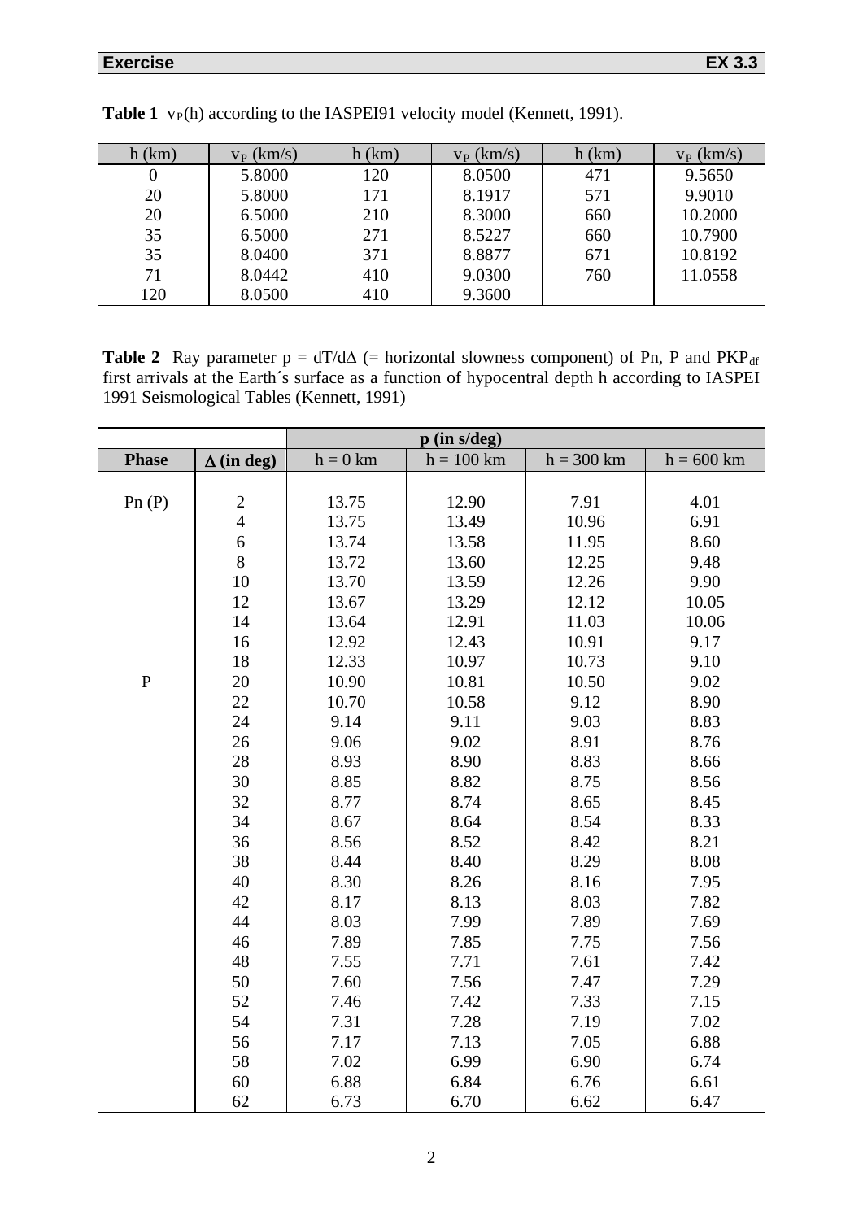**Table 1** $v_P(h)$ according to the IASPEI91 velocity model (Kennett, 1991).

| h (km) | $v_P$ (km/s) | h (km) | $v_P$ (km/s) | h (km) | $v_P$ (km/s) |
|---|---|---|---|---|---|
| 0 | 5.8000 | 120 | 8.0500 | 471 | 9.5650 |
| 20 | 5.8000 | 171 | 8.1917 | 571 | 9.9010 |
| 20 | 6.5000 | 210 | 8.3000 | 660 | 10.2000 |
| 35 | 6.5000 | 271 | 8.5227 | 660 | 10.7900 |
| 35 | 8.0400 | 371 | 8.8877 | 671 | 10.8192 |
| 71 | 8.0442 | 410 | 9.0300 | 760 | 11.0558 |
| 120 | 8.0500 | 410 | 9.3600 | | |

**Table 2** Ray parameter $p = dT/d\Delta$ (= horizontal slowness component) of Pn, P and $PKP_{df}$ first arrivals at the Earth´s surface as a function of hypocentral depth h according to IASPEI 1991 Seismological Tables (Kennett, 1991)

| | | **p (in s/deg)** | | | |
|---|---|---|---|---|---|
| **Phase** | **Δ (in deg)** | h = 0 km | h = 100 km | h = 300 km | h = 600 km |
| Pn (P) | 2 | 13.75 | 12.90 | 7.91 | 4.01 |
| | 4 | 13.75 | 13.49 | 10.96 | 6.91 |
| | 6 | 13.74 | 13.58 | 11.95 | 8.60 |
| | 8 | 13.72 | 13.60 | 12.25 | 9.48 |
| | 10 | 13.70 | 13.59 | 12.26 | 9.90 |
| | 12 | 13.67 | 13.29 | 12.12 | 10.05 |
| | 14 | 13.64 | 12.91 | 11.03 | 10.06 |
| | 16 | 12.92 | 12.43 | 10.91 | 9.17 |
| | 18 | 12.33 | 10.97 | 10.73 | 9.10 |
| P | 20 | 10.90 | 10.81 | 10.50 | 9.02 |
| | 22 | 10.70 | 10.58 | 9.12 | 8.90 |
| | 24 | 9.14 | 9.11 | 9.03 | 8.83 |
| | 26 | 9.06 | 9.02 | 8.91 | 8.76 |
| | 28 | 8.93 | 8.90 | 8.83 | 8.66 |
| | 30 | 8.85 | 8.82 | 8.75 | 8.56 |
| | 32 | 8.77 | 8.74 | 8.65 | 8.45 |
| | 34 | 8.67 | 8.64 | 8.54 | 8.33 |
| | 36 | 8.56 | 8.52 | 8.42 | 8.21 |
| | 38 | 8.44 | 8.40 | 8.29 | 8.08 |
| | 40 | 8.30 | 8.26 | 8.16 | 7.95 |
| | 42 | 8.17 | 8.13 | 8.03 | 7.82 |
| | 44 | 8.03 | 7.99 | 7.89 | 7.69 |
| | 46 | 7.89 | 7.85 | 7.75 | 7.56 |
| | 48 | 7.55 | 7.71 | 7.61 | 7.42 |
| | 50 | 7.60 | 7.56 | 7.47 | 7.29 |
| | 52 | 7.46 | 7.42 | 7.33 | 7.15 |
| | 54 | 7.31 | 7.28 | 7.19 | 7.02 |
| | 56 | 7.17 | 7.13 | 7.05 | 6.88 |
| | 58 | 7.02 | 6.99 | 6.90 | 6.74 |
| | 60 | 6.88 | 6.84 | 6.76 | 6.61 |
| | 62 | 6.73 | 6.70 | 6.62 | 6.47 |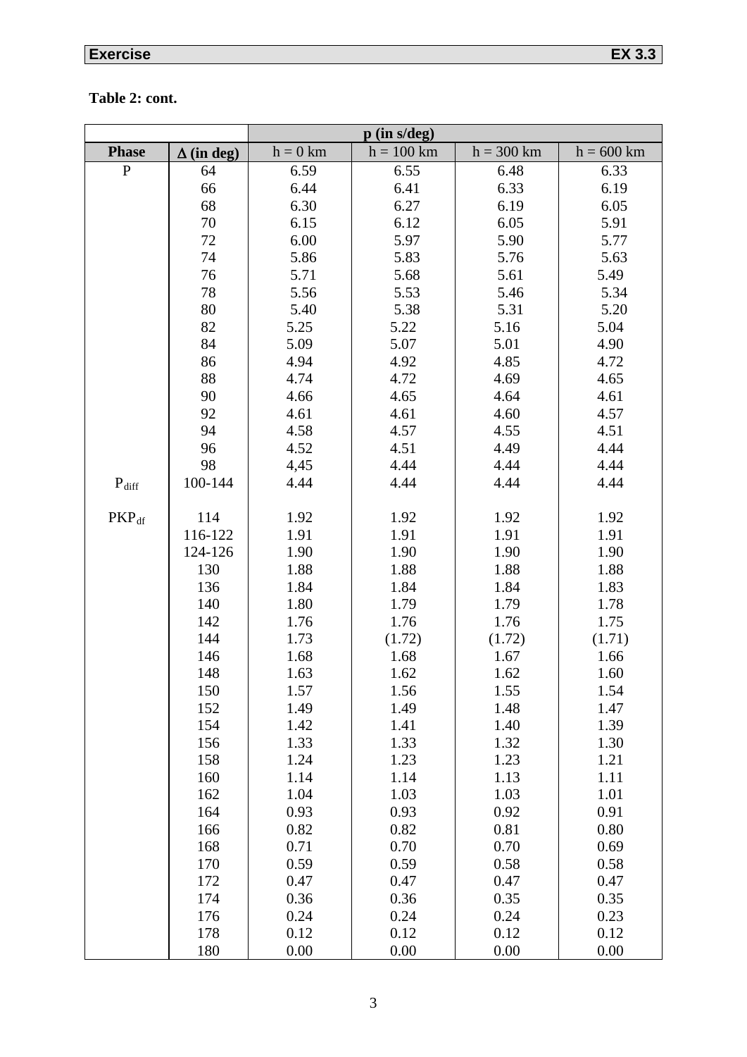**Exercise** **EX 3.3**

**Table 2: cont.**

| | | p (in s/deg) | | | |
|---|---|---|---|---|---|
| **Phase** | **$\Delta$ (in deg)** | h = 0 km | h = 100 km | h = 300 km | h = 600 km |
| P | 64 | 6.59 | 6.55 | 6.48 | 6.33 |
| | 66 | 6.44 | 6.41 | 6.33 | 6.19 |
| | 68 | 6.30 | 6.27 | 6.19 | 6.05 |
| | 70 | 6.15 | 6.12 | 6.05 | 5.91 |
| | 72 | 6.00 | 5.97 | 5.90 | 5.77 |
| | 74 | 5.86 | 5.83 | 5.76 | 5.63 |
| | 76 | 5.71 | 5.68 | 5.61 | 5.49 |
| | 78 | 5.56 | 5.53 | 5.46 | 5.34 |
| | 80 | 5.40 | 5.38 | 5.31 | 5.20 |
| | 82 | 5.25 | 5.22 | 5.16 | 5.04 |
| | 84 | 5.09 | 5.07 | 5.01 | 4.90 |
| | 86 | 4.94 | 4.92 | 4.85 | 4.72 |
| | 88 | 4.74 | 4.72 | 4.69 | 4.65 |
| | 90 | 4.66 | 4.65 | 4.64 | 4.61 |
| | 92 | 4.61 | 4.61 | 4.60 | 4.57 |
| | 94 | 4.58 | 4.57 | 4.55 | 4.51 |
| | 96 | 4.52 | 4.51 | 4.49 | 4.44 |
| | 98 | 4,45 | 4.44 | 4.44 | 4.44 |
| $P_{diff}$ | 100-144 | 4.44 | 4.44 | 4.44 | 4.44 |
| | | | | | |
| $PKP_{df}$ | 114 | 1.92 | 1.92 | 1.92 | 1.92 |
| | 116-122 | 1.91 | 1.91 | 1.91 | 1.91 |
| | 124-126 | 1.90 | 1.90 | 1.90 | 1.90 |
| | 130 | 1.88 | 1.88 | 1.88 | 1.88 |
| | 136 | 1.84 | 1.84 | 1.84 | 1.83 |
| | 140 | 1.80 | 1.79 | 1.79 | 1.78 |
| | 142 | 1.76 | 1.76 | 1.76 | 1.75 |
| | 144 | 1.73 | (1.72) | (1.72) | (1.71) |
| | 146 | 1.68 | 1.68 | 1.67 | 1.66 |
| | 148 | 1.63 | 1.62 | 1.62 | 1.60 |
| | 150 | 1.57 | 1.56 | 1.55 | 1.54 |
| | 152 | 1.49 | 1.49 | 1.48 | 1.47 |
| | 154 | 1.42 | 1.41 | 1.40 | 1.39 |
| | 156 | 1.33 | 1.33 | 1.32 | 1.30 |
| | 158 | 1.24 | 1.23 | 1.23 | 1.21 |
| | 160 | 1.14 | 1.14 | 1.13 | 1.11 |
| | 162 | 1.04 | 1.03 | 1.03 | 1.01 |
| | 164 | 0.93 | 0.93 | 0.92 | 0.91 |
| | 166 | 0.82 | 0.82 | 0.81 | 0.80 |
| | 168 | 0.71 | 0.70 | 0.70 | 0.69 |
| | 170 | 0.59 | 0.59 | 0.58 | 0.58 |
| | 172 | 0.47 | 0.47 | 0.47 | 0.47 |
| | 174 | 0.36 | 0.36 | 0.35 | 0.35 |
| | 176 | 0.24 | 0.24 | 0.24 | 0.23 |
| | 178 | 0.12 | 0.12 | 0.12 | 0.12 |
| | 180 | 0.00 | 0.00 | 0.00 | 0.00 |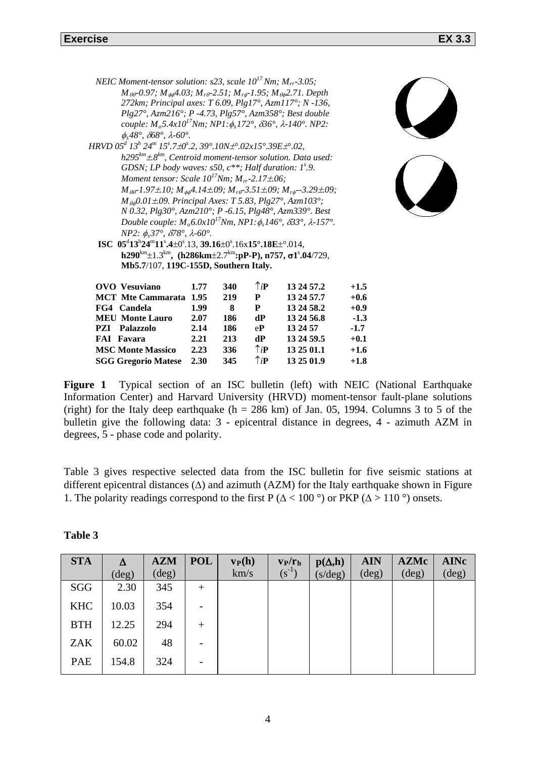# Exercise EX 3.3

*NEIC Moment-tensor solution: s23, scale $10^{17}$ Nm; $M_{rr}$-3.05; $M_{\theta\theta}$-0.97; $M_{\phi\phi}$4.03; $M_{r\theta}$-2.51; $M_{r\phi}$-1.95; $M_{\theta\phi}$2.71. Depth 272km; Principal axes: T 6.09, Plg17°, Azm117°; N -136, Plg27°, Azm216°; P -4.73, Plg57°, Azm358°; Best double couple: $M_o$5.4x$10^{17}$Nm; NP1: $\phi_s$172°, $\delta$36°, $\lambda$-140°. NP2: $\phi_s$48°, $\delta$68°, $\lambda$-60°.*

*HRVD 05$^d$ 13$^h$ 24$^m$ 15$^s$.7±0$^s$.2, 39°.10N±°.02x15°.39E±°.02, h295$^{km}$±.8$^{km}$, Centroid moment-tensor solution. Data used: GDSN; LP body waves: s50, c\*\*; Half duration: 1$^s$.9. Moment tensor: Scale $10^{17}$Nm; $M_{rr}$-2.17±.06; $M_{\theta\theta}$-1.97±.10; $M_{\phi\phi}$4.14±.09; $M_{r\theta}$-3.51±.09; $M_{r\phi}$--3.29±.09; $M_{\theta\phi}$0.01±.09. Principal Axes: T 5.83, Plg27°, Azm103°; N 0.32, Plg30°, Azm210°; P -6.15, Plg48°, Azm339°. Best Double couple: $M_o$6.0x$10^{17}$Nm, NP1: $\phi_s$146°, $\delta$33°, $\lambda$-157°. NP2: $\phi_s$37°, $\delta$78°, $\lambda$-60°.*

**ISC 05$^d$13$^h$24$^m$11$^s$.4**±0$^s$.13, **39.16**±0$^s$.16x**15°.18E**±°.014, **h290**$^{km}$±1.3$^{km}$, **(h286km**±2.7$^{km}$**:pP-P), n757, σ1$^s$.04**/729, **Mb5.7**/107, **119C-155D, Southern Italy.**

| | | | | | |
|---|---|---|---|---|---|
| **OVO Vesuviano** | **1.77** | **340** | **↑iP** | **13 24 57.2** | **+1.5** |
| **MCT Mte Cammarata** | **1.95** | **219** | **P** | **13 24 57.7** | **+0.6** |
| **FG4 Candela** | **1.99** | **8** | **P** | **13 24 58.2** | **+0.9** |
| **MEU Monte Lauro** | **2.07** | **186** | **dP** | **13 24 56.8** | **-1.3** |
| **PZI Palazzolo** | **2.14** | **186** | **eP** | **13 24 57** | **-1.7** |
| **FAI Favara** | **2.21** | **213** | **dP** | **13 24 59.5** | **+0.1** |
| **MSC Monte Massico** | **2.23** | **336** | **↑iP** | **13 25 01.1** | **+1.6** |
| **SGG Gregorio Matese** | **2.30** | **345** | **↑iP** | **13 25 01.9** | **+1.8** |

**Figure 1** Typical section of an ISC bulletin (left) with NEIC (National Earthquake Information Center) and Harvard University (HRVD) moment-tensor fault-plane solutions (right) for the Italy deep earthquake (h = 286 km) of Jan. 05, 1994. Columns 3 to 5 of the bulletin give the following data: 3 - epicentral distance in degrees, 4 - azimuth AZM in degrees, 5 - phase code and polarity.

Table 3 gives respective selected data from the ISC bulletin for five seismic stations at different epicentral distances (Δ) and azimuth (AZM) for the Italy earthquake shown in Figure 1. The polarity readings correspond to the first P (Δ < 100 °) or PKP (Δ > 110 °) onsets.

**Table 3**

| STA | Δ (deg) | AZM (deg) | POL | $v_P(h)$ km/s | $v_P/r_h$ ($s^{-1}$) | $p(\Delta,h)$ (s/deg) | AIN (deg) | AZMc (deg) | AINc (deg) |
|---|---|---|---|---|---|---|---|---|---|
| SGG | 2.30 | 345 | + | | | | | | |
| KHC | 10.03 | 354 | - | | | | | | |
| BTH | 12.25 | 294 | + | | | | | | |
| ZAK | 60.02 | 48 | - | | | | | | |
| PAE | 154.8 | 324 | - | | | | | | |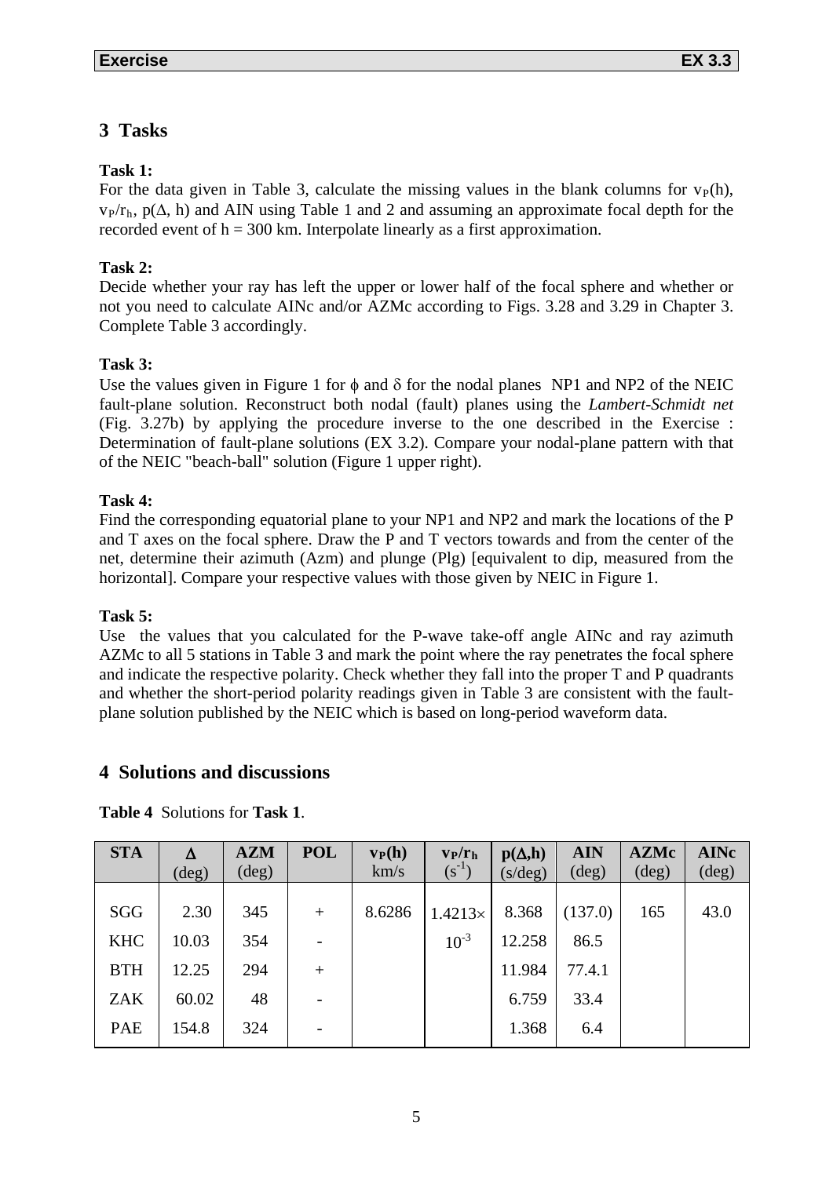## 3 Tasks

**Task 1:**
For the data given in Table 3, calculate the missing values in the blank columns for $v_P(h)$, $v_P/r_h$, $p(\Delta, h)$ and AIN using Table 1 and 2 and assuming an approximate focal depth for the recorded event of h = 300 km. Interpolate linearly as a first approximation.

**Task 2:**
Decide whether your ray has left the upper or lower half of the focal sphere and whether or not you need to calculate AINc and/or AZMc according to Figs. 3.28 and 3.29 in Chapter 3. Complete Table 3 accordingly.

**Task 3:**
Use the values given in Figure 1 for $\phi$ and $\delta$ for the nodal planes NP1 and NP2 of the NEIC fault-plane solution. Reconstruct both nodal (fault) planes using the *Lambert-Schmidt net* (Fig. 3.27b) by applying the procedure inverse to the one described in the Exercise : Determination of fault-plane solutions (EX 3.2). Compare your nodal-plane pattern with that of the NEIC "beach-ball" solution (Figure 1 upper right).

**Task 4:**
Find the corresponding equatorial plane to your NP1 and NP2 and mark the locations of the P and T axes on the focal sphere. Draw the P and T vectors towards and from the center of the net, determine their azimuth (Azm) and plunge (Plg) [equivalent to dip, measured from the horizontal]. Compare your respective values with those given by NEIC in Figure 1.

**Task 5:**
Use the values that you calculated for the P-wave take-off angle AINc and ray azimuth AZMc to all 5 stations in Table 3 and mark the point where the ray penetrates the focal sphere and indicate the respective polarity. Check whether they fall into the proper T and P quadrants and whether the short-period polarity readings given in Table 3 are consistent with the fault-plane solution published by the NEIC which is based on long-period waveform data.

## 4 Solutions and discussions

**Table 4** Solutions for **Task 1**.

| STA | $\Delta$ (deg) | AZM (deg) | POL | $v_P(h)$ km/s | $v_P/r_h$ ($s^{-1}$) | $p(\Delta,h)$ (s/deg) | AIN (deg) | AZMc (deg) | AINc (deg) |
|---|---|---|---|---|---|---|---|---|---|
| SGG | 2.30 | 345 | + | 8.6286 | $1.4213\times 10^{-3}$ | 8.368 | (137.0) | 165 | 43.0 |
| KHC | 10.03 | 354 | - | | | 12.258 | 86.5 | | |
| BTH | 12.25 | 294 | + | | | 11.984 | 77.4.1 | | |
| ZAK | 60.02 | 48 | - | | | 6.759 | 33.4 | | |
| PAE | 154.8 | 324 | - | | | 1.368 | 6.4 | | |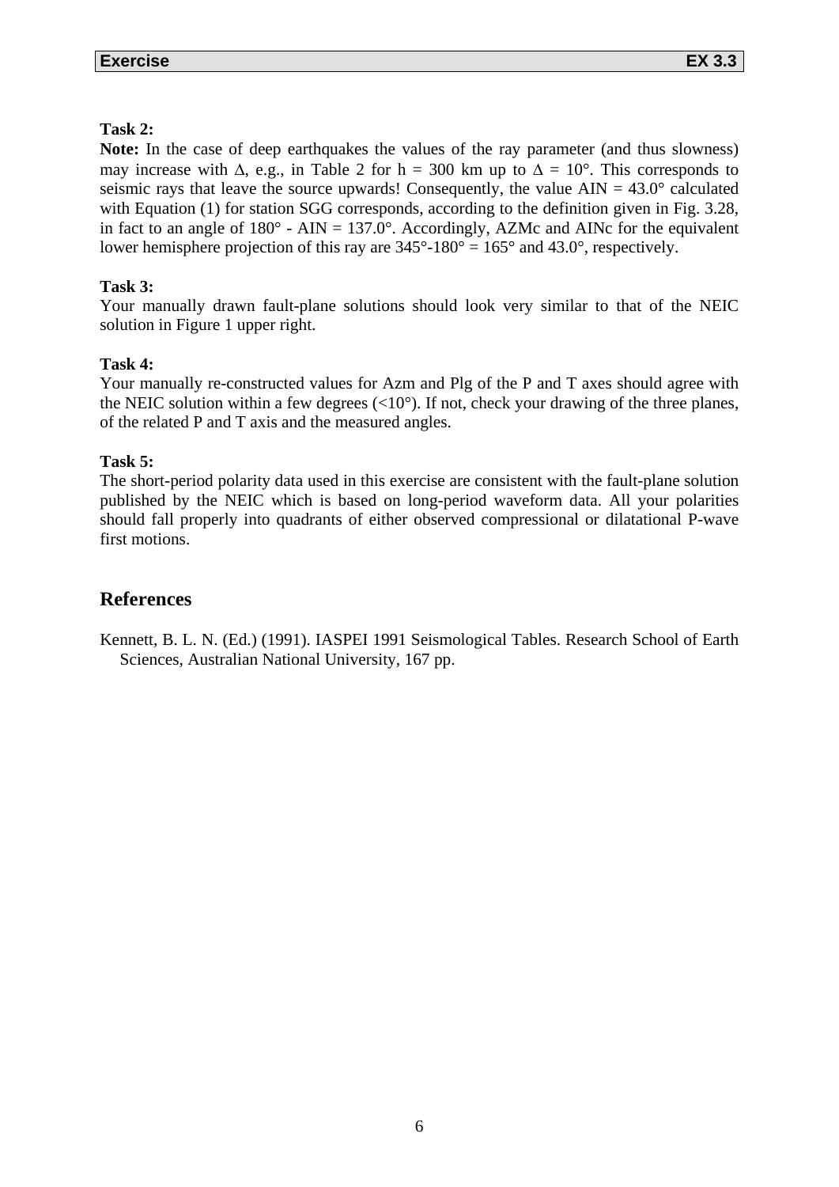**Task 2:**

**Note:** In the case of deep earthquakes the values of the ray parameter (and thus slowness) may increase with $\Delta$, e.g., in Table 2 for h = 300 km up to $\Delta = 10°$. This corresponds to seismic rays that leave the source upwards! Consequently, the value AIN = 43.0° calculated with Equation (1) for station SGG corresponds, according to the definition given in Fig. 3.28, in fact to an angle of 180° - AIN = 137.0°. Accordingly, AZMc and AINc for the equivalent lower hemisphere projection of this ray are 345°-180° = 165° and 43.0°, respectively.

**Task 3:**

Your manually drawn fault-plane solutions should look very similar to that of the NEIC solution in Figure 1 upper right.

**Task 4:**

Your manually re-constructed values for Azm and Plg of the P and T axes should agree with the NEIC solution within a few degrees (<10°). If not, check your drawing of the three planes, of the related P and T axis and the measured angles.

**Task 5:**

The short-period polarity data used in this exercise are consistent with the fault-plane solution published by the NEIC which is based on long-period waveform data. All your polarities should fall properly into quadrants of either observed compressional or dilatational P-wave first motions.

## References

Kennett, B. L. N. (Ed.) (1991). IASPEI 1991 Seismological Tables. Research School of Earth Sciences, Australian National University, 167 pp.